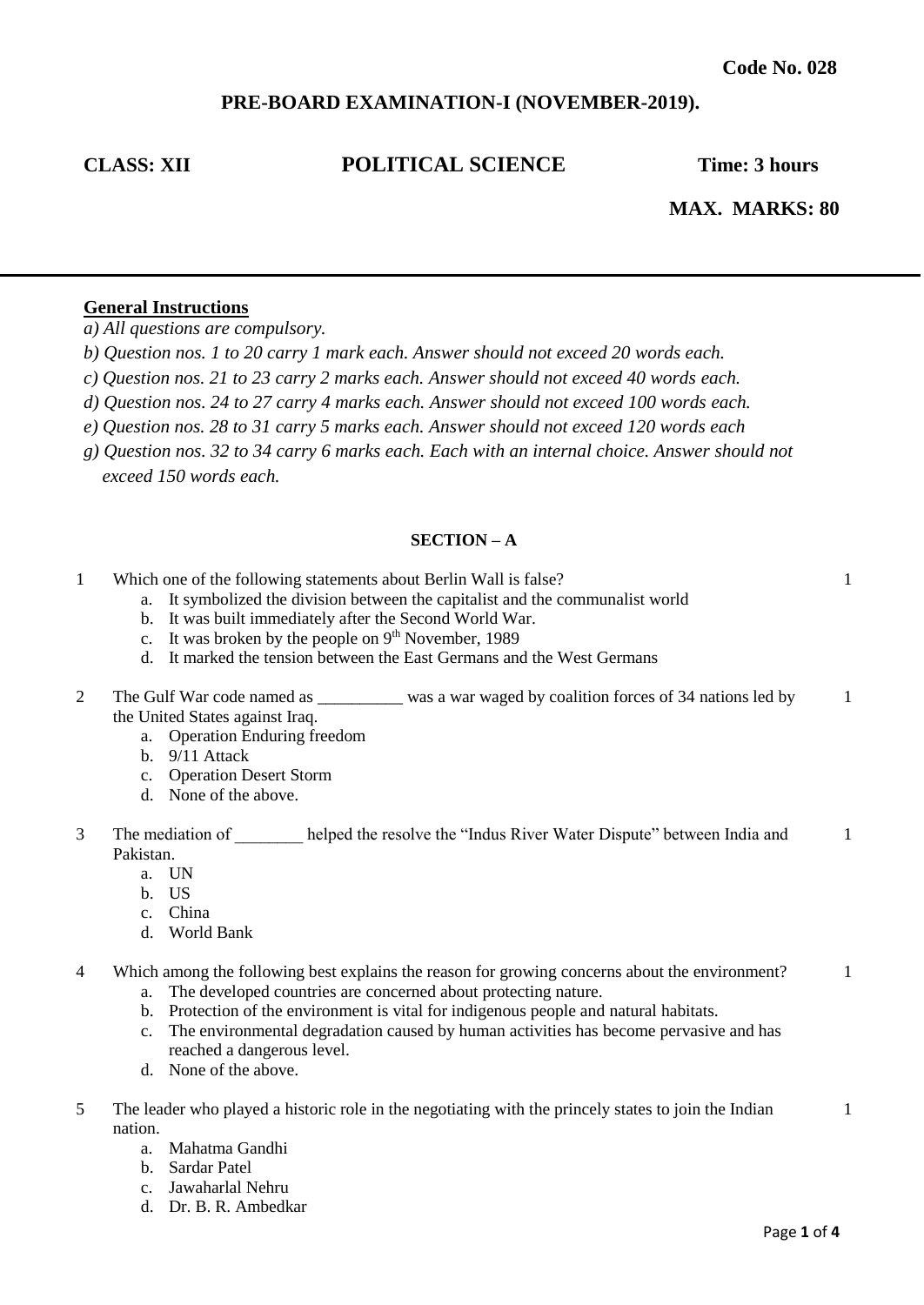**Code No. 028**

**PRE-BOARD EXAMINATION-I (NOVEMBER-2019).**

**CLASS: XII** **POLITICAL SCIENCE** **Time: 3 hours**

**MAX. MARKS: 80**

---

**General Instructions**

*a) All questions are compulsory.*

*b) Question nos. 1 to 20 carry 1 mark each. Answer should not exceed 20 words each.*

*c) Question nos. 21 to 23 carry 2 marks each. Answer should not exceed 40 words each.*

*d) Question nos. 24 to 27 carry 4 marks each. Answer should not exceed 100 words each.*

*e) Question nos. 28 to 31 carry 5 marks each. Answer should not exceed 120 words each*

*g) Question nos. 32 to 34 carry 6 marks each. Each with an internal choice. Answer should not exceed 150 words each.*

**SECTION – A**

1. Which one of the following statements about Berlin Wall is false? (1)
   a. It symbolized the division between the capitalist and the communalist world
   b. It was built immediately after the Second World War.
   c. It was broken by the people on 9th November, 1989
   d. It marked the tension between the East Germans and the West Germans

2. The Gulf War code named as __________ was a war waged by coalition forces of 34 nations led by the United States against Iraq. (1)
   a. Operation Enduring freedom
   b. 9/11 Attack
   c. Operation Desert Storm
   d. None of the above.

3. The mediation of ________ helped the resolve the "Indus River Water Dispute" between India and Pakistan. (1)
   a. UN
   b. US
   c. China
   d. World Bank

4. Which among the following best explains the reason for growing concerns about the environment? (1)
   a. The developed countries are concerned about protecting nature.
   b. Protection of the environment is vital for indigenous people and natural habitats.
   c. The environmental degradation caused by human activities has become pervasive and has reached a dangerous level.
   d. None of the above.

5. The leader who played a historic role in the negotiating with the princely states to join the Indian nation. (1)
   a. Mahatma Gandhi
   b. Sardar Patel
   c. Jawaharlal Nehru
   d. Dr. B. R. Ambedkar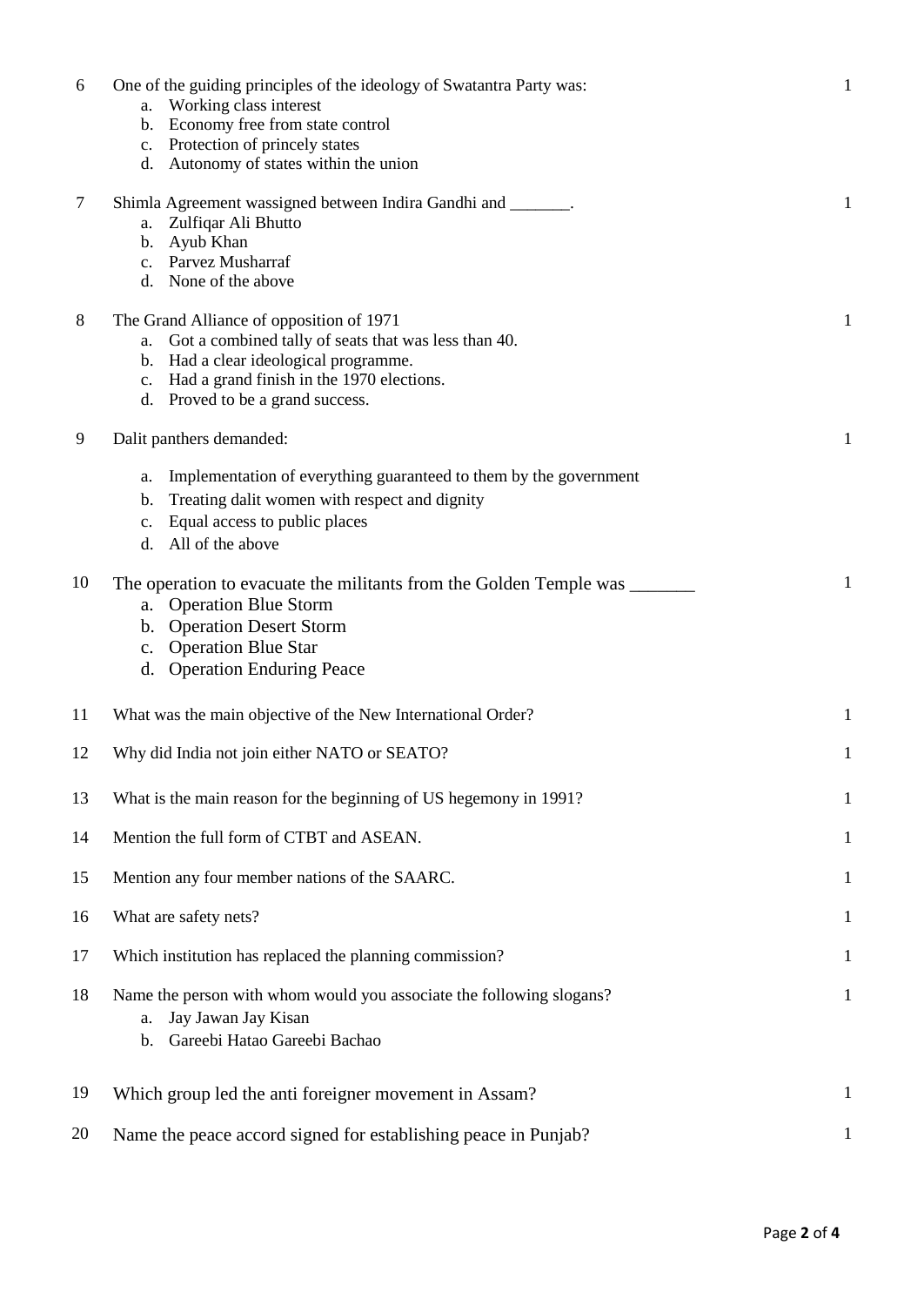6. One of the guiding principles of the ideology of Swatantra Party was: (1)
   a. Working class interest
   b. Economy free from state control
   c. Protection of princely states
   d. Autonomy of states within the union

7. Shimla Agreement wassigned between Indira Gandhi and _______. (1)
   a. Zulfiqar Ali Bhutto
   b. Ayub Khan
   c. Parvez Musharraf
   d. None of the above

8. The Grand Alliance of opposition of 1971 (1)
   a. Got a combined tally of seats that was less than 40.
   b. Had a clear ideological programme.
   c. Had a grand finish in the 1970 elections.
   d. Proved to be a grand success.

9. Dalit panthers demanded: (1)
   a. Implementation of everything guaranteed to them by the government
   b. Treating dalit women with respect and dignity
   c. Equal access to public places
   d. All of the above

10. The operation to evacuate the militants from the Golden Temple was _______ (1)
    a. Operation Blue Storm
    b. Operation Desert Storm
    c. Operation Blue Star
    d. Operation Enduring Peace

11. What was the main objective of the New International Order? (1)

12. Why did India not join either NATO or SEATO? (1)

13. What is the main reason for the beginning of US hegemony in 1991? (1)

14. Mention the full form of CTBT and ASEAN. (1)

15. Mention any four member nations of the SAARC. (1)

16. What are safety nets? (1)

17. Which institution has replaced the planning commission? (1)

18. Name the person with whom would you associate the following slogans? (1)
    a. Jay Jawan Jay Kisan
    b. Gareebi Hatao Gareebi Bachao

19. Which group led the anti foreigner movement in Assam? (1)

20. Name the peace accord signed for establishing peace in Punjab? (1)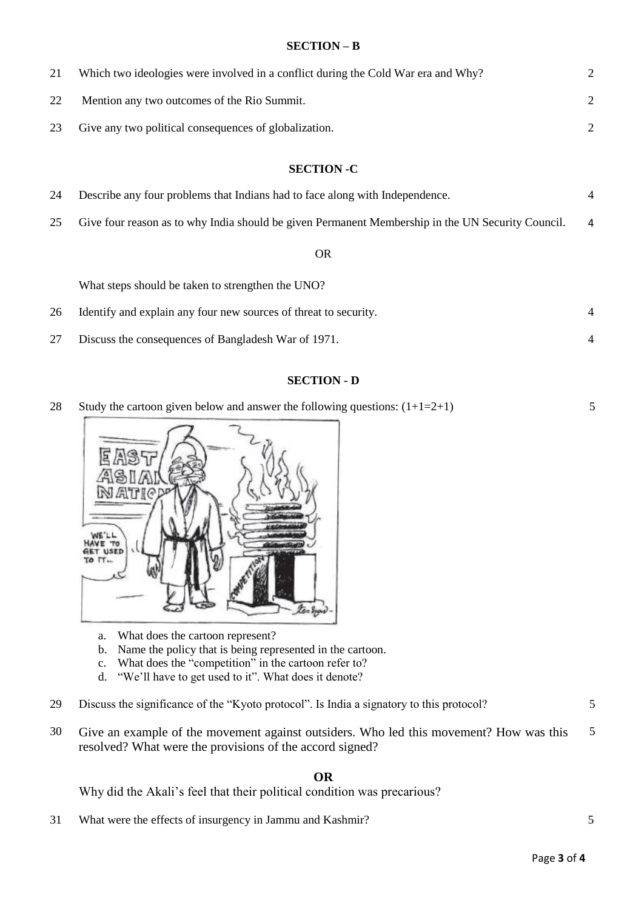## SECTION – B

21 Which two ideologies were involved in a conflict during the Cold War era and Why? 2

22 Mention any two outcomes of the Rio Summit. 2

23 Give any two political consequences of globalization. 2

## SECTION -C

24 Describe any four problems that Indians had to face along with Independence. 4

25 Give four reason as to why India should be given Permanent Membership in the UN Security Council. 4

OR

What steps should be taken to strengthen the UNO?

26 Identify and explain any four new sources of threat to security. 4

27 Discuss the consequences of Bangladesh War of 1971. 4

## SECTION - D

28 Study the cartoon given below and answer the following questions: (1+1=2+1) 5

a. What does the cartoon represent?
b. Name the policy that is being represented in the cartoon.
c. What does the "competition" in the cartoon refer to?
d. "We'll have to get used to it". What does it denote?

29 Discuss the significance of the "Kyoto protocol". Is India a signatory to this protocol? 5

30 Give an example of the movement against outsiders. Who led this movement? How was this resolved? What were the provisions of the accord signed? 5

**OR**

Why did the Akali's feel that their political condition was precarious?

31 What were the effects of insurgency in Jammu and Kashmir? 5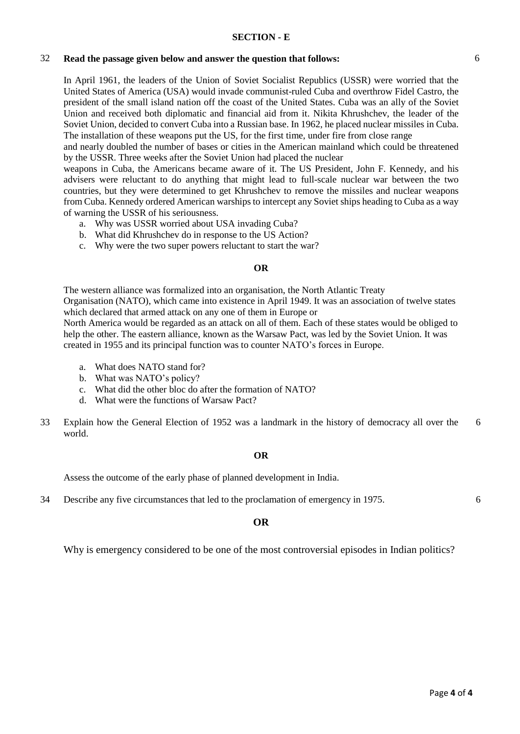**SECTION - E**

32 **Read the passage given below and answer the question that follows:** 6

In April 1961, the leaders of the Union of Soviet Socialist Republics (USSR) were worried that the United States of America (USA) would invade communist-ruled Cuba and overthrow Fidel Castro, the president of the small island nation off the coast of the United States. Cuba was an ally of the Soviet Union and received both diplomatic and financial aid from it. Nikita Khrushchev, the leader of the Soviet Union, decided to convert Cuba into a Russian base. In 1962, he placed nuclear missiles in Cuba. The installation of these weapons put the US, for the first time, under fire from close range and nearly doubled the number of bases or cities in the American mainland which could be threatened by the USSR. Three weeks after the Soviet Union had placed the nuclear weapons in Cuba, the Americans became aware of it. The US President, John F. Kennedy, and his advisers were reluctant to do anything that might lead to full-scale nuclear war between the two countries, but they were determined to get Khrushchev to remove the missiles and nuclear weapons from Cuba. Kennedy ordered American warships to intercept any Soviet ships heading to Cuba as a way of warning the USSR of his seriousness.

a. Why was USSR worried about USA invading Cuba?
b. What did Khrushchev do in response to the US Action?
c. Why were the two super powers reluctant to start the war?

**OR**

The western alliance was formalized into an organisation, the North Atlantic Treaty Organisation (NATO), which came into existence in April 1949. It was an association of twelve states which declared that armed attack on any one of them in Europe or North America would be regarded as an attack on all of them. Each of these states would be obliged to help the other. The eastern alliance, known as the Warsaw Pact, was led by the Soviet Union. It was created in 1955 and its principal function was to counter NATO's forces in Europe.

a. What does NATO stand for?
b. What was NATO's policy?
c. What did the other bloc do after the formation of NATO?
d. What were the functions of Warsaw Pact?

33 Explain how the General Election of 1952 was a landmark in the history of democracy all over the world. 6

**OR**

Assess the outcome of the early phase of planned development in India.

34 Describe any five circumstances that led to the proclamation of emergency in 1975. 6

**OR**

Why is emergency considered to be one of the most controversial episodes in Indian politics?